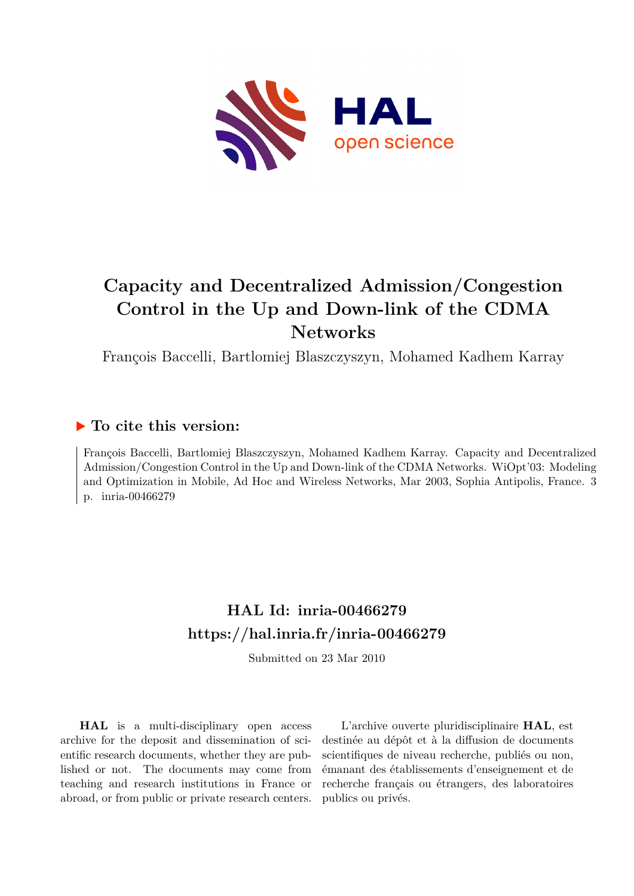# Capacity and Decentralized Admission/Congestion Control in the Up and Down-link of the CDMA Networks

François Baccelli, Bartlomiej Blaszczyszyn, Mohamed Kadhem Karray

## To cite this version:

François Baccelli, Bartlomiej Blaszczyszyn, Mohamed Kadhem Karray. Capacity and Decentralized Admission/Congestion Control in the Up and Down-link of the CDMA Networks. WiOpt'03: Modeling and Optimization in Mobile, Ad Hoc and Wireless Networks, Mar 2003, Sophia Antipolis, France. 3 p. inria-00466279

## HAL Id: inria-00466279
## https://hal.inria.fr/inria-00466279

Submitted on 23 Mar 2010

**HAL** is a multi-disciplinary open access archive for the deposit and dissemination of scientific research documents, whether they are published or not. The documents may come from teaching and research institutions in France or abroad, or from public or private research centers.

L'archive ouverte pluridisciplinaire **HAL**, est destinée au dépôt et à la diffusion de documents scientifiques de niveau recherche, publiés ou non, émanant des établissements d'enseignement et de recherche français ou étrangers, des laboratoires publics ou privés.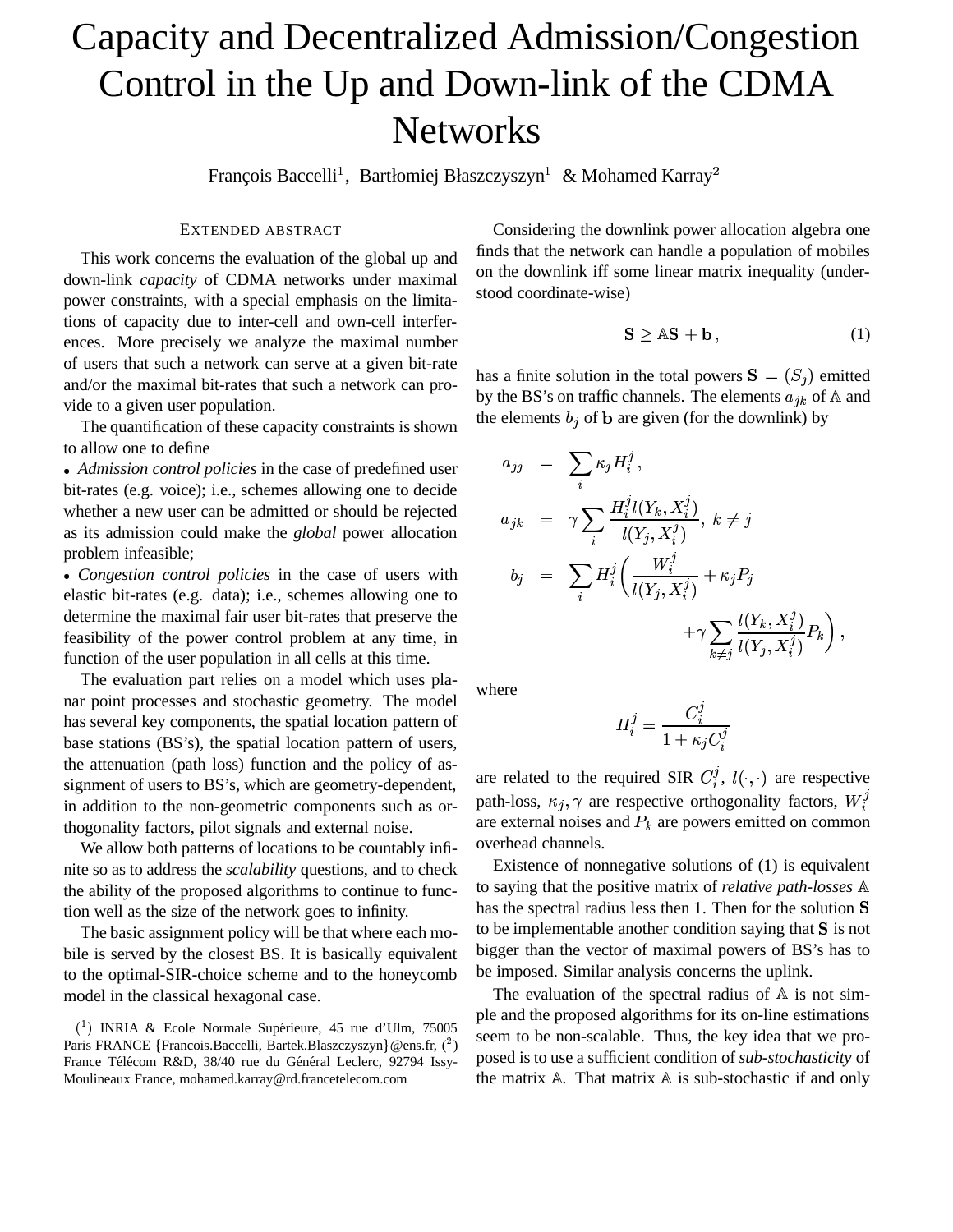# Capacity and Decentralized Admission/Congestion Control in the Up and Down-link of the CDMA Networks

François Baccelli[1], Bartłomiej Błaszczyszyn[1] & Mohamed Karray[2]

## EXTENDED ABSTRACT

This work concerns the evaluation of the global up and down-link *capacity* of CDMA networks under maximal power constraints, with a special emphasis on the limitations of capacity due to inter-cell and own-cell interferences. More precisely we analyze the maximal number of users that such a network can serve at a given bit-rate and/or the maximal bit-rates that such a network can provide to a given user population.

The quantification of these capacity constraints is shown to allow one to define

- *Admission control policies* in the case of predefined user bit-rates (e.g. voice); i.e., schemes allowing one to decide whether a new user can be admitted or should be rejected as its admission could make the *global* power allocation problem infeasible;
- *Congestion control policies* in the case of users with elastic bit-rates (e.g. data); i.e., schemes allowing one to determine the maximal fair user bit-rates that preserve the feasibility of the power control problem at any time, in function of the user population in all cells at this time.

The evaluation part relies on a model which uses planar point processes and stochastic geometry. The model has several key components, the spatial location pattern of base stations (BS's), the spatial location pattern of users, the attenuation (path loss) function and the policy of assignment of users to BS's, which are geometry-dependent, in addition to the non-geometric components such as orthogonality factors, pilot signals and external noise.

We allow both patterns of locations to be countably infinite so as to address the *scalability* questions, and to check the ability of the proposed algorithms to continue to function well as the size of the network goes to infinity.

The basic assignment policy will be that where each mobile is served by the closest BS. It is basically equivalent to the optimal-SIR-choice scheme and to the honeycomb model in the classical hexagonal case.

([1]) INRIA & Ecole Normale Supérieure, 45 rue d'Ulm, 75005 Paris FRANCE {Francois.Baccelli, Bartek.Blaszczyszyn}@ens.fr, ([2]) France Télécom R&D, 38/40 rue du Général Leclerc, 92794 Issy-Moulineaux France, mohamed.karray@rd.francetelecom.com

Considering the downlink power allocation algebra one finds that the network can handle a population of mobiles on the downlink iff some linear matrix inequality (understood coordinate-wise)

$$\mathbf{S} \geq \mathbb{A}\mathbf{S} + \mathbf{b}\,, \tag{1}$$

has a finite solution in the total powers $\mathbf{S} = (S_j)$ emitted by the BS's on traffic channels. The elements $a_{jk}$ of $\mathbb{A}$ and the elements $b_j$ of $\mathbf{b}$ are given (for the downlink) by

$$\begin{aligned}
a_{jj} &= \sum_i \kappa_j H_i^j\,,\\
a_{jk} &= \gamma \sum_i \frac{H_i^j l(Y_k, X_i^j)}{l(Y_j, X_i^j)},\ k \neq j\\
b_j &= \sum_i H_i^j \bigg( \frac{W_i^j}{l(Y_j, X_i^j)} + \kappa_j P_j\\
&\qquad\qquad + \gamma \sum_{k \neq j} \frac{l(Y_k, X_i^j)}{l(Y_j, X_i^j)} P_k \bigg)\,,
\end{aligned}$$

where

$$H_i^j = \frac{C_i^j}{1 + \kappa_j C_i^j}$$

are related to the required SIR $C_i^j$, $l(\cdot,\cdot)$ are respective path-loss, $\kappa_j, \gamma$ are respective orthogonality factors, $W_i^j$ are external noises and $P_k$ are powers emitted on common overhead channels.

Existence of nonnegative solutions of (1) is equivalent to saying that the positive matrix of *relative path-losses* $\mathbb{A}$ has the spectral radius less then 1. Then for the solution $\mathbf{S}$ to be implementable another condition saying that $\mathbf{S}$ is not bigger than the vector of maximal powers of BS's has to be imposed. Similar analysis concerns the uplink.

The evaluation of the spectral radius of $\mathbb{A}$ is not simple and the proposed algorithms for its on-line estimations seem to be non-scalable. Thus, the key idea that we proposed is to use a sufficient condition of *sub-stochasticity* of the matrix $\mathbb{A}$. That matrix $\mathbb{A}$ is sub-stochastic if and only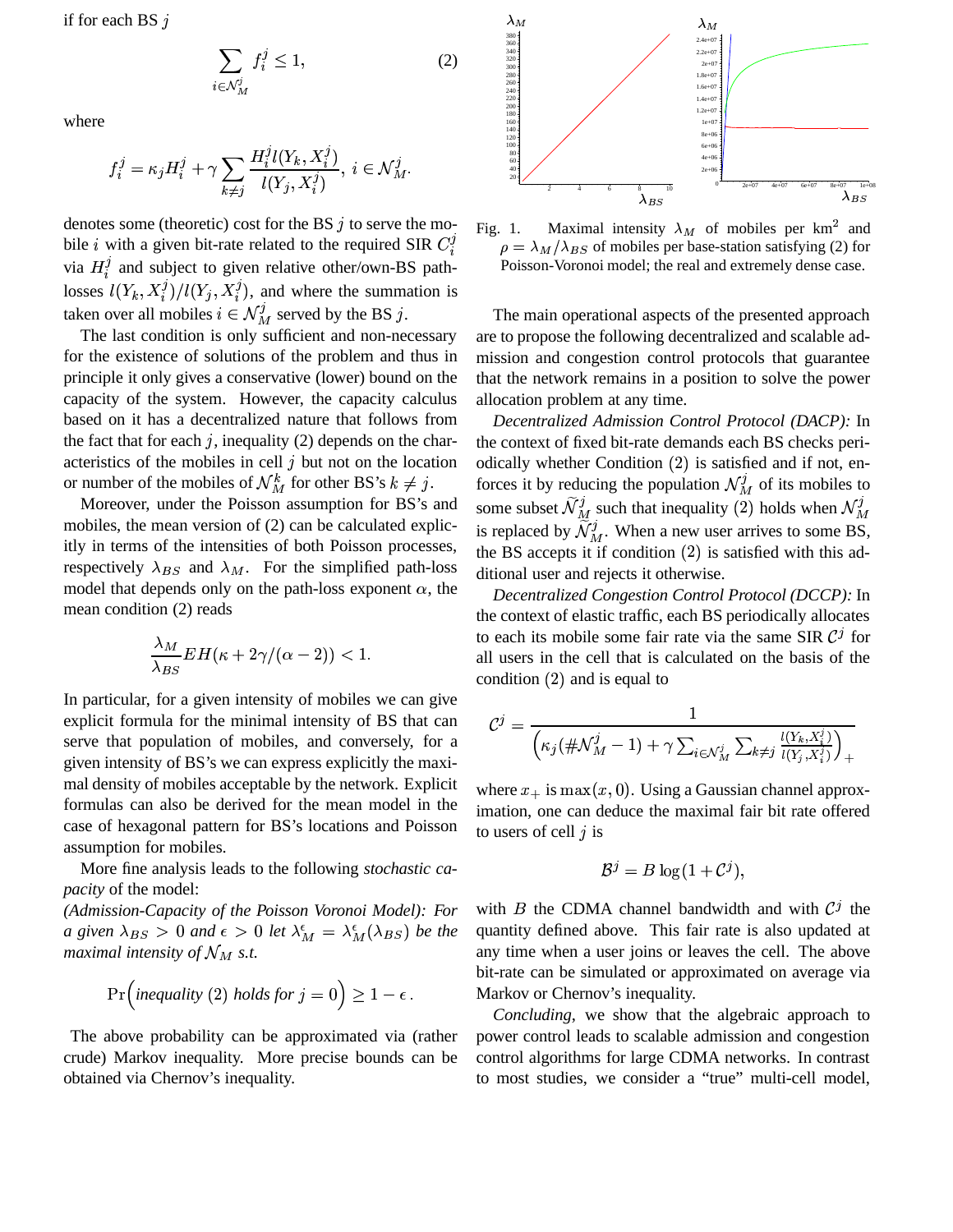if for each BS $j$

$$\sum_{i \in \mathcal{N}_M^j} f_i^j \leq 1, \tag{2}$$

where

$$f_i^j = \kappa_j H_i^j + \gamma \sum_{k \neq j} \frac{H_i^j l(Y_k, X_i^j)}{l(Y_j, X_i^j)},\ i \in \mathcal{N}_M^j.$$

denotes some (theoretic) cost for the BS $j$ to serve the mobile $i$ with a given bit-rate related to the required SIR $C_i^j$ via $H_i^j$ and subject to given relative other/own-BS path-losses $l(Y_k, X_i^j)/l(Y_j, X_i^j)$, and where the summation is taken over all mobiles $i \in \mathcal{N}_M^j$ served by the BS $j$.

The last condition is only sufficient and non-necessary for the existence of solutions of the problem and thus in principle it only gives a conservative (lower) bound on the capacity of the system. However, the capacity calculus based on it has a decentralized nature that follows from the fact that for each $j$, inequality (2) depends on the characteristics of the mobiles in cell $j$ but not on the location or number of the mobiles of $\mathcal{N}_M^k$ for other BS's $k \neq j$.

Moreover, under the Poisson assumption for BS's and mobiles, the mean version of (2) can be calculated explicitly in terms of the intensities of both Poisson processes, respectively $\lambda_{BS}$ and $\lambda_M$. For the simplified path-loss model that depends only on the path-loss exponent $\alpha$, the mean condition (2) reads

$$\frac{\lambda_M}{\lambda_{BS}} EH(\kappa + 2\gamma/(\alpha - 2)) < 1.$$

In particular, for a given intensity of mobiles we can give explicit formula for the minimal intensity of BS that can serve that population of mobiles, and conversely, for a given intensity of BS's we can express explicitly the maximal density of mobiles acceptable by the network. Explicit formulas can also be derived for the mean model in the case of hexagonal pattern for BS's locations and Poisson assumption for mobiles.

More fine analysis leads to the following *stochastic capacity* of the model:

*(Admission-Capacity of the Poisson Voronoi Model): For a given $\lambda_{BS} > 0$ and $\epsilon > 0$ let $\lambda_M^\epsilon = \lambda_M^\epsilon(\lambda_{BS})$ be the maximal intensity of $\mathcal{N}_M$ s.t.*

$$\Pr\Big(\textit{inequality } (2) \textit{ holds for } j = 0\Big) \geq 1 - \epsilon\,.$$

The above probability can be approximated via (rather crude) Markov inequality. More precise bounds can be obtained via Chernov's inequality.

$\lambda_M$
380 360 340 320 300 280 260 240 220 200 180 160 140 120 100 80 60 40 20
2 4 6 8 10
$\lambda_{BS}$

$\lambda_M$
2.4e+07 2.2e+07 2e+07 1.8e+07 1.6e+07 1.4e+07 1.2e+07 1e+07 8e+06 6e+06 4e+06 2e+06
0 2e+07 4e+07 6e+07 8e+07 1e+08
$\lambda_{BS}$

Fig. 1. Maximal intensity $\lambda_M$ of mobiles per km$^2$ and $\rho = \lambda_M/\lambda_{BS}$ of mobiles per base-station satisfying (2) for Poisson-Voronoi model; the real and extremely dense case.

The main operational aspects of the presented approach are to propose the following decentralized and scalable admission and congestion control protocols that guarantee that the network remains in a position to solve the power allocation problem at any time.

*Decentralized Admission Control Protocol (DACP):* In the context of fixed bit-rate demands each BS checks periodically whether Condition (2) is satisfied and if not, enforces it by reducing the population $\mathcal{N}_M^j$ of its mobiles to some subset $\widetilde{\mathcal{N}}_M^j$ such that inequality (2) holds when $\mathcal{N}_M^j$ is replaced by $\widetilde{\mathcal{N}}_M^j$. When a new user arrives to some BS, the BS accepts it if condition (2) is satisfied with this additional user and rejects it otherwise.

*Decentralized Congestion Control Protocol (DCCP):* In the context of elastic traffic, each BS periodically allocates to each its mobile some fair rate via the same SIR $\mathcal{C}^j$ for all users in the cell that is calculated on the basis of the condition (2) and is equal to

$$\mathcal{C}^j = \frac{1}{\left(\kappa_j(\#\mathcal{N}_M^j - 1) + \gamma \sum_{i \in \mathcal{N}_M^j} \sum_{k \neq j} \frac{l(Y_k, X_i^j)}{l(Y_j, X_i^j)}\right)_+}$$

where $x_+$ is $\max(x, 0)$. Using a Gaussian channel approximation, one can deduce the maximal fair bit rate offered to users of cell $j$ is

$$\mathcal{B}^j = B\log(1 + \mathcal{C}^j),$$

with $B$ the CDMA channel bandwidth and with $\mathcal{C}^j$ the quantity defined above. This fair rate is also updated at any time when a user joins or leaves the cell. The above bit-rate can be simulated or approximated on average via Markov or Chernov's inequality.

*Concluding*, we show that the algebraic approach to power control leads to scalable admission and congestion control algorithms for large CDMA networks. In contrast to most studies, we consider a "true" multi-cell model,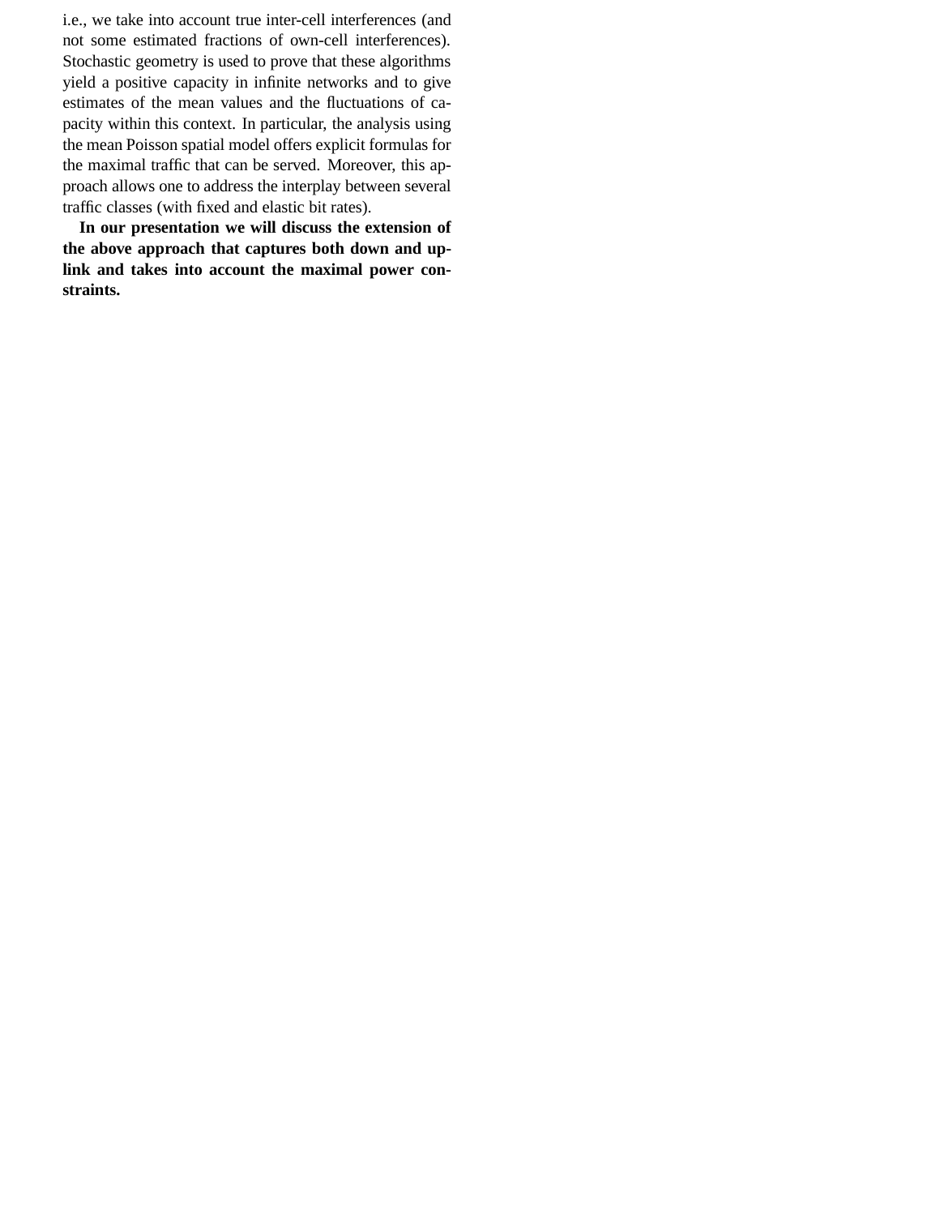i.e., we take into account true inter-cell interferences (and not some estimated fractions of own-cell interferences). Stochastic geometry is used to prove that these algorithms yield a positive capacity in infinite networks and to give estimates of the mean values and the fluctuations of capacity within this context. In particular, the analysis using the mean Poisson spatial model offers explicit formulas for the maximal traffic that can be served. Moreover, this approach allows one to address the interplay between several traffic classes (with fixed and elastic bit rates).

**In our presentation we will discuss the extension of the above approach that captures both down and uplink and takes into account the maximal power constraints.**